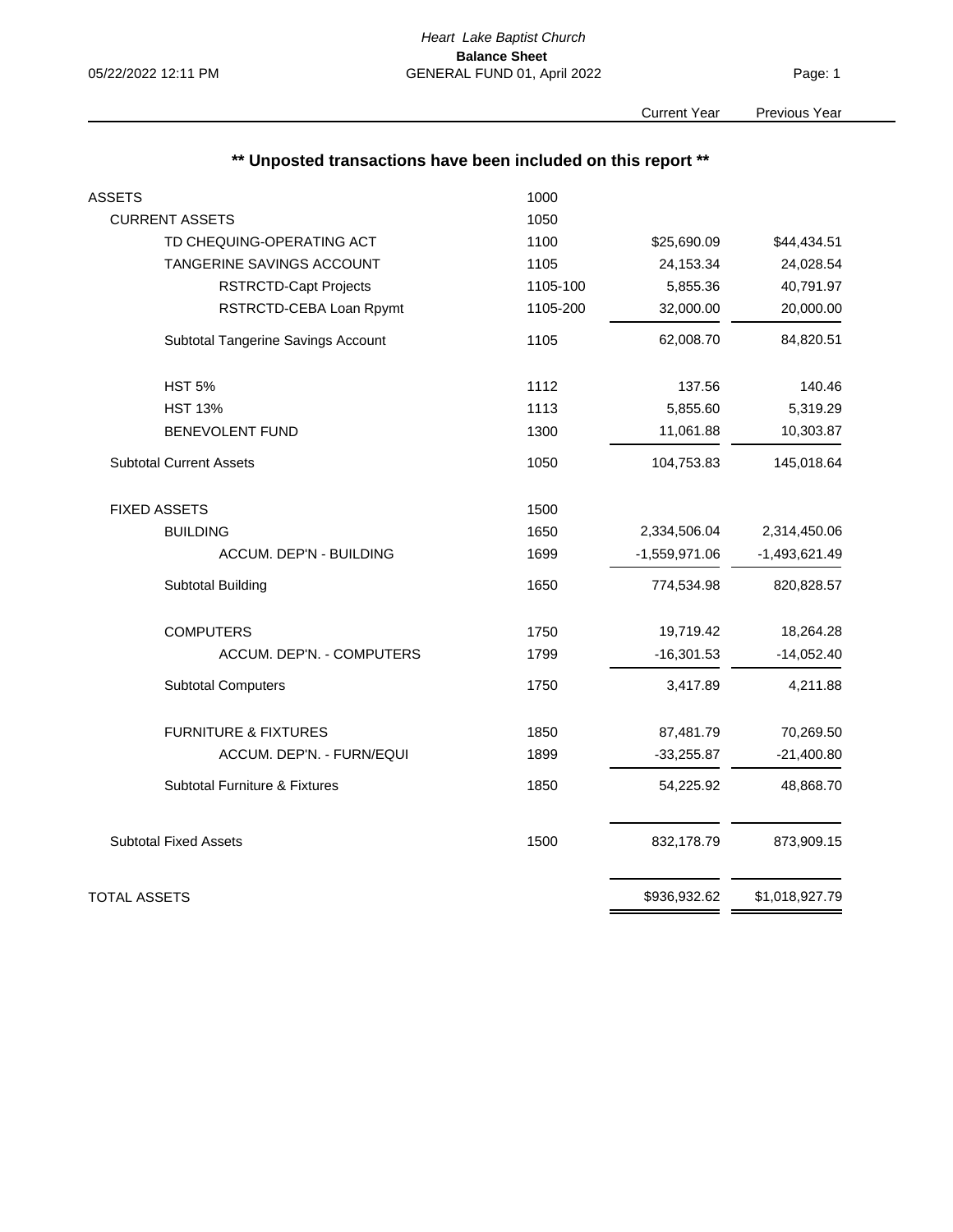*Heart Lake Baptist Church*

**Balance Sheet**

GENERAL FUND 01, April 2022

05/22/2022 12:11 PM

## ** Unposted transactions have been included on this report **

| | | Current Year | Previous Year |
|---|---|---|---|
| ASSETS | 1000 | | |
| CURRENT ASSETS | 1050 | | |
| TD CHEQUING-OPERATING ACT | 1100 | $25,690.09 | $44,434.51 |
| TANGERINE SAVINGS ACCOUNT | 1105 | 24,153.34 | 24,028.54 |
| RSTRCTD-Capt Projects | 1105-100 | 5,855.36 | 40,791.97 |
| RSTRCTD-CEBA Loan Rpymt | 1105-200 | 32,000.00 | 20,000.00 |
| Subtotal Tangerine Savings Account | 1105 | 62,008.70 | 84,820.51 |
| HST 5% | 1112 | 137.56 | 140.46 |
| HST 13% | 1113 | 5,855.60 | 5,319.29 |
| BENEVOLENT FUND | 1300 | 11,061.88 | 10,303.87 |
| Subtotal Current Assets | 1050 | 104,753.83 | 145,018.64 |
| FIXED ASSETS | 1500 | | |
| BUILDING | 1650 | 2,334,506.04 | 2,314,450.06 |
| ACCUM. DEP'N - BUILDING | 1699 | -1,559,971.06 | -1,493,621.49 |
| Subtotal Building | 1650 | 774,534.98 | 820,828.57 |
| COMPUTERS | 1750 | 19,719.42 | 18,264.28 |
| ACCUM. DEP'N. - COMPUTERS | 1799 | -16,301.53 | -14,052.40 |
| Subtotal Computers | 1750 | 3,417.89 | 4,211.88 |
| FURNITURE & FIXTURES | 1850 | 87,481.79 | 70,269.50 |
| ACCUM. DEP'N. - FURN/EQUI | 1899 | -33,255.87 | -21,400.80 |
| Subtotal Furniture & Fixtures | 1850 | 54,225.92 | 48,868.70 |
| Subtotal Fixed Assets | 1500 | 832,178.79 | 873,909.15 |
| TOTAL ASSETS | | $936,932.62 | $1,018,927.79 |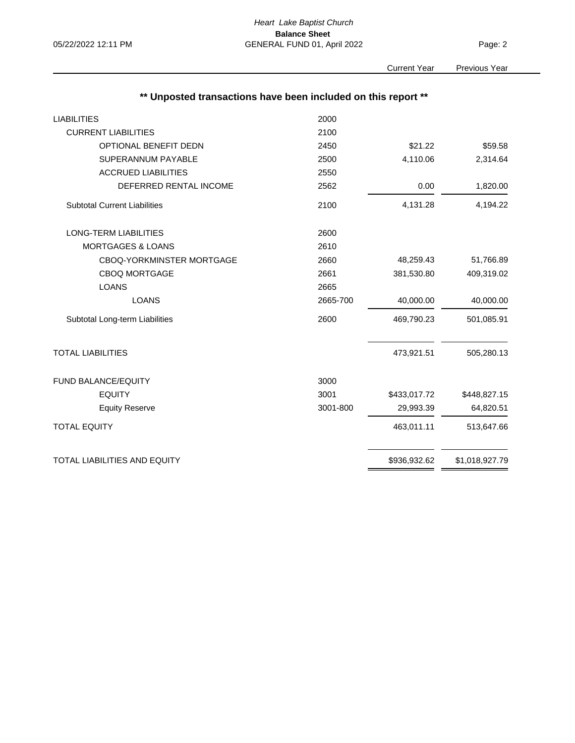*Heart Lake Baptist Church*

**Balance Sheet**

GENERAL FUND 01, April 2022

05/22/2022 12:11 PM

## ** Unposted transactions have been included on this report **

| | | Current Year | Previous Year |
|---|---|---|---|
| LIABILITIES | 2000 | | |
| CURRENT LIABILITIES | 2100 | | |
| OPTIONAL BENEFIT DEDN | 2450 | $21.22 | $59.58 |
| SUPERANNUM PAYABLE | 2500 | 4,110.06 | 2,314.64 |
| ACCRUED LIABILITIES | 2550 | | |
| DEFERRED RENTAL INCOME | 2562 | 0.00 | 1,820.00 |
| Subtotal Current Liabilities | 2100 | 4,131.28 | 4,194.22 |
| LONG-TERM LIABILITIES | 2600 | | |
| MORTGAGES & LOANS | 2610 | | |
| CBOQ-YORKMINSTER MORTGAGE | 2660 | 48,259.43 | 51,766.89 |
| CBOQ MORTGAGE | 2661 | 381,530.80 | 409,319.02 |
| LOANS | 2665 | | |
| LOANS | 2665-700 | 40,000.00 | 40,000.00 |
| Subtotal Long-term Liabilities | 2600 | 469,790.23 | 501,085.91 |
| TOTAL LIABILITIES | | 473,921.51 | 505,280.13 |
| FUND BALANCE/EQUITY | 3000 | | |
| EQUITY | 3001 | $433,017.72 | $448,827.15 |
| Equity Reserve | 3001-800 | 29,993.39 | 64,820.51 |
| TOTAL EQUITY | | 463,011.11 | 513,647.66 |
| TOTAL LIABILITIES AND EQUITY | | $936,932.62 | $1,018,927.79 |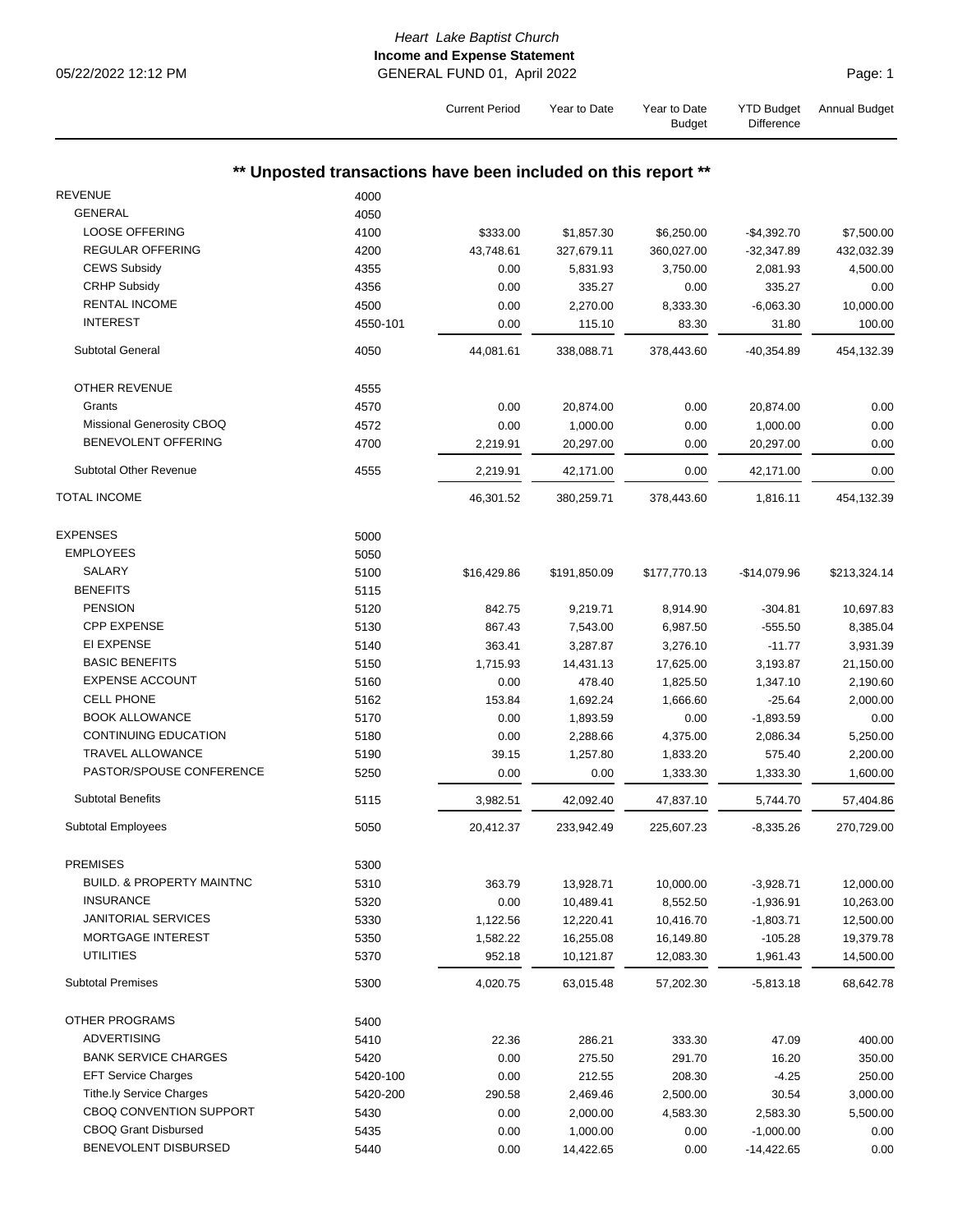*Heart Lake Baptist Church*

**Income and Expense Statement**

GENERAL FUND 01, April 2022

05/22/2022 12:12 PM

## ** Unposted transactions have been included on this report **

| | | Current Period | Year to Date | Year to Date Budget | YTD Budget Difference | Annual Budget |
|---|---|---|---|---|---|---|
| REVENUE | 4000 | | | | | |
| GENERAL | 4050 | | | | | |
| LOOSE OFFERING | 4100 | $333.00 | $1,857.30 | $6,250.00 | -$4,392.70 | $7,500.00 |
| REGULAR OFFERING | 4200 | 43,748.61 | 327,679.11 | 360,027.00 | -32,347.89 | 432,032.39 |
| CEWS Subsidy | 4355 | 0.00 | 5,831.93 | 3,750.00 | 2,081.93 | 4,500.00 |
| CRHP Subsidy | 4356 | 0.00 | 335.27 | 0.00 | 335.27 | 0.00 |
| RENTAL INCOME | 4500 | 0.00 | 2,270.00 | 8,333.30 | -6,063.30 | 10,000.00 |
| INTEREST | 4550-101 | 0.00 | 115.10 | 83.30 | 31.80 | 100.00 |
| Subtotal General | 4050 | 44,081.61 | 338,088.71 | 378,443.60 | -40,354.89 | 454,132.39 |
| OTHER REVENUE | 4555 | | | | | |
| Grants | 4570 | 0.00 | 20,874.00 | 0.00 | 20,874.00 | 0.00 |
| Missional Generosity CBOQ | 4572 | 0.00 | 1,000.00 | 0.00 | 1,000.00 | 0.00 |
| BENEVOLENT OFFERING | 4700 | 2,219.91 | 20,297.00 | 0.00 | 20,297.00 | 0.00 |
| Subtotal Other Revenue | 4555 | 2,219.91 | 42,171.00 | 0.00 | 42,171.00 | 0.00 |
| TOTAL INCOME | | 46,301.52 | 380,259.71 | 378,443.60 | 1,816.11 | 454,132.39 |
| EXPENSES | 5000 | | | | | |
| EMPLOYEES | 5050 | | | | | |
| SALARY | 5100 | $16,429.86 | $191,850.09 | $177,770.13 | -$14,079.96 | $213,324.14 |
| BENEFITS | 5115 | | | | | |
| PENSION | 5120 | 842.75 | 9,219.71 | 8,914.90 | -304.81 | 10,697.83 |
| CPP EXPENSE | 5130 | 867.43 | 7,543.00 | 6,987.50 | -555.50 | 8,385.04 |
| EI EXPENSE | 5140 | 363.41 | 3,287.87 | 3,276.10 | -11.77 | 3,931.39 |
| BASIC BENEFITS | 5150 | 1,715.93 | 14,431.13 | 17,625.00 | 3,193.87 | 21,150.00 |
| EXPENSE ACCOUNT | 5160 | 0.00 | 478.40 | 1,825.50 | 1,347.10 | 2,190.60 |
| CELL PHONE | 5162 | 153.84 | 1,692.24 | 1,666.60 | -25.64 | 2,000.00 |
| BOOK ALLOWANCE | 5170 | 0.00 | 1,893.59 | 0.00 | -1,893.59 | 0.00 |
| CONTINUING EDUCATION | 5180 | 0.00 | 2,288.66 | 4,375.00 | 2,086.34 | 5,250.00 |
| TRAVEL ALLOWANCE | 5190 | 39.15 | 1,257.80 | 1,833.20 | 575.40 | 2,200.00 |
| PASTOR/SPOUSE CONFERENCE | 5250 | 0.00 | 0.00 | 1,333.30 | 1,333.30 | 1,600.00 |
| Subtotal Benefits | 5115 | 3,982.51 | 42,092.40 | 47,837.10 | 5,744.70 | 57,404.86 |
| Subtotal Employees | 5050 | 20,412.37 | 233,942.49 | 225,607.23 | -8,335.26 | 270,729.00 |
| PREMISES | 5300 | | | | | |
| BUILD. & PROPERTY MAINTNC | 5310 | 363.79 | 13,928.71 | 10,000.00 | -3,928.71 | 12,000.00 |
| INSURANCE | 5320 | 0.00 | 10,489.41 | 8,552.50 | -1,936.91 | 10,263.00 |
| JANITORIAL SERVICES | 5330 | 1,122.56 | 12,220.41 | 10,416.70 | -1,803.71 | 12,500.00 |
| MORTGAGE INTEREST | 5350 | 1,582.22 | 16,255.08 | 16,149.80 | -105.28 | 19,379.78 |
| UTILITIES | 5370 | 952.18 | 10,121.87 | 12,083.30 | 1,961.43 | 14,500.00 |
| Subtotal Premises | 5300 | 4,020.75 | 63,015.48 | 57,202.30 | -5,813.18 | 68,642.78 |
| OTHER PROGRAMS | 5400 | | | | | |
| ADVERTISING | 5410 | 22.36 | 286.21 | 333.30 | 47.09 | 400.00 |
| BANK SERVICE CHARGES | 5420 | 0.00 | 275.50 | 291.70 | 16.20 | 350.00 |
| EFT Service Charges | 5420-100 | 0.00 | 212.55 | 208.30 | -4.25 | 250.00 |
| Tithe.ly Service Charges | 5420-200 | 290.58 | 2,469.46 | 2,500.00 | 30.54 | 3,000.00 |
| CBOQ CONVENTION SUPPORT | 5430 | 0.00 | 2,000.00 | 4,583.30 | 2,583.30 | 5,500.00 |
| CBOQ Grant Disbursed | 5435 | 0.00 | 1,000.00 | 0.00 | -1,000.00 | 0.00 |
| BENEVOLENT DISBURSED | 5440 | 0.00 | 14,422.65 | 0.00 | -14,422.65 | 0.00 |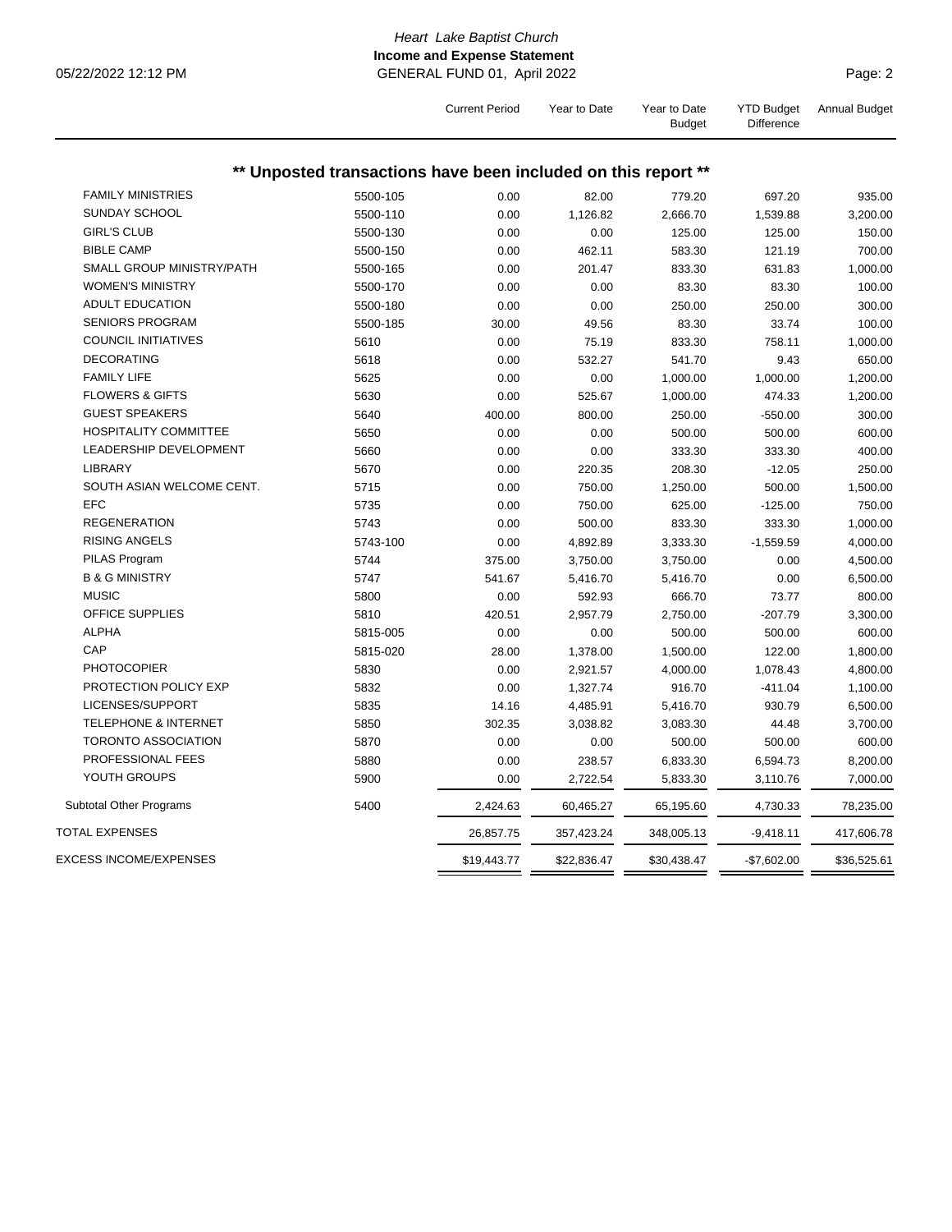*Heart Lake Baptist Church*

**Income and Expense Statement**

GENERAL FUND 01, April 2022

05/22/2022 12:12 PM

**\*\* Unposted transactions have been included on this report \*\***

| | | Current Period | Year to Date | Year to Date Budget | YTD Budget Difference | Annual Budget |
|---|---|---|---|---|---|---|
| FAMILY MINISTRIES | 5500-105 | 0.00 | 82.00 | 779.20 | 697.20 | 935.00 |
| SUNDAY SCHOOL | 5500-110 | 0.00 | 1,126.82 | 2,666.70 | 1,539.88 | 3,200.00 |
| GIRL'S CLUB | 5500-130 | 0.00 | 0.00 | 125.00 | 125.00 | 150.00 |
| BIBLE CAMP | 5500-150 | 0.00 | 462.11 | 583.30 | 121.19 | 700.00 |
| SMALL GROUP MINISTRY/PATH | 5500-165 | 0.00 | 201.47 | 833.30 | 631.83 | 1,000.00 |
| WOMEN'S MINISTRY | 5500-170 | 0.00 | 0.00 | 83.30 | 83.30 | 100.00 |
| ADULT EDUCATION | 5500-180 | 0.00 | 0.00 | 250.00 | 250.00 | 300.00 |
| SENIORS PROGRAM | 5500-185 | 30.00 | 49.56 | 83.30 | 33.74 | 100.00 |
| COUNCIL INITIATIVES | 5610 | 0.00 | 75.19 | 833.30 | 758.11 | 1,000.00 |
| DECORATING | 5618 | 0.00 | 532.27 | 541.70 | 9.43 | 650.00 |
| FAMILY LIFE | 5625 | 0.00 | 0.00 | 1,000.00 | 1,000.00 | 1,200.00 |
| FLOWERS & GIFTS | 5630 | 0.00 | 525.67 | 1,000.00 | 474.33 | 1,200.00 |
| GUEST SPEAKERS | 5640 | 400.00 | 800.00 | 250.00 | -550.00 | 300.00 |
| HOSPITALITY COMMITTEE | 5650 | 0.00 | 0.00 | 500.00 | 500.00 | 600.00 |
| LEADERSHIP DEVELOPMENT | 5660 | 0.00 | 0.00 | 333.30 | 333.30 | 400.00 |
| LIBRARY | 5670 | 0.00 | 220.35 | 208.30 | -12.05 | 250.00 |
| SOUTH ASIAN WELCOME CENT. | 5715 | 0.00 | 750.00 | 1,250.00 | 500.00 | 1,500.00 |
| EFC | 5735 | 0.00 | 750.00 | 625.00 | -125.00 | 750.00 |
| REGENERATION | 5743 | 0.00 | 500.00 | 833.30 | 333.30 | 1,000.00 |
| RISING ANGELS | 5743-100 | 0.00 | 4,892.89 | 3,333.30 | -1,559.59 | 4,000.00 |
| PILAS Program | 5744 | 375.00 | 3,750.00 | 3,750.00 | 0.00 | 4,500.00 |
| B & G MINISTRY | 5747 | 541.67 | 5,416.70 | 5,416.70 | 0.00 | 6,500.00 |
| MUSIC | 5800 | 0.00 | 592.93 | 666.70 | 73.77 | 800.00 |
| OFFICE SUPPLIES | 5810 | 420.51 | 2,957.79 | 2,750.00 | -207.79 | 3,300.00 |
| ALPHA | 5815-005 | 0.00 | 0.00 | 500.00 | 500.00 | 600.00 |
| CAP | 5815-020 | 28.00 | 1,378.00 | 1,500.00 | 122.00 | 1,800.00 |
| PHOTOCOPIER | 5830 | 0.00 | 2,921.57 | 4,000.00 | 1,078.43 | 4,800.00 |
| PROTECTION POLICY EXP | 5832 | 0.00 | 1,327.74 | 916.70 | -411.04 | 1,100.00 |
| LICENSES/SUPPORT | 5835 | 14.16 | 4,485.91 | 5,416.70 | 930.79 | 6,500.00 |
| TELEPHONE & INTERNET | 5850 | 302.35 | 3,038.82 | 3,083.30 | 44.48 | 3,700.00 |
| TORONTO ASSOCIATION | 5870 | 0.00 | 0.00 | 500.00 | 500.00 | 600.00 |
| PROFESSIONAL FEES | 5880 | 0.00 | 238.57 | 6,833.30 | 6,594.73 | 8,200.00 |
| YOUTH GROUPS | 5900 | 0.00 | 2,722.54 | 5,833.30 | 3,110.76 | 7,000.00 |
| Subtotal Other Programs | 5400 | 2,424.63 | 60,465.27 | 65,195.60 | 4,730.33 | 78,235.00 |
| TOTAL EXPENSES | | 26,857.75 | 357,423.24 | 348,005.13 | -9,418.11 | 417,606.78 |
| EXCESS INCOME/EXPENSES | | $19,443.77 | $22,836.47 | $30,438.47 | -$7,602.00 | $36,525.61 |